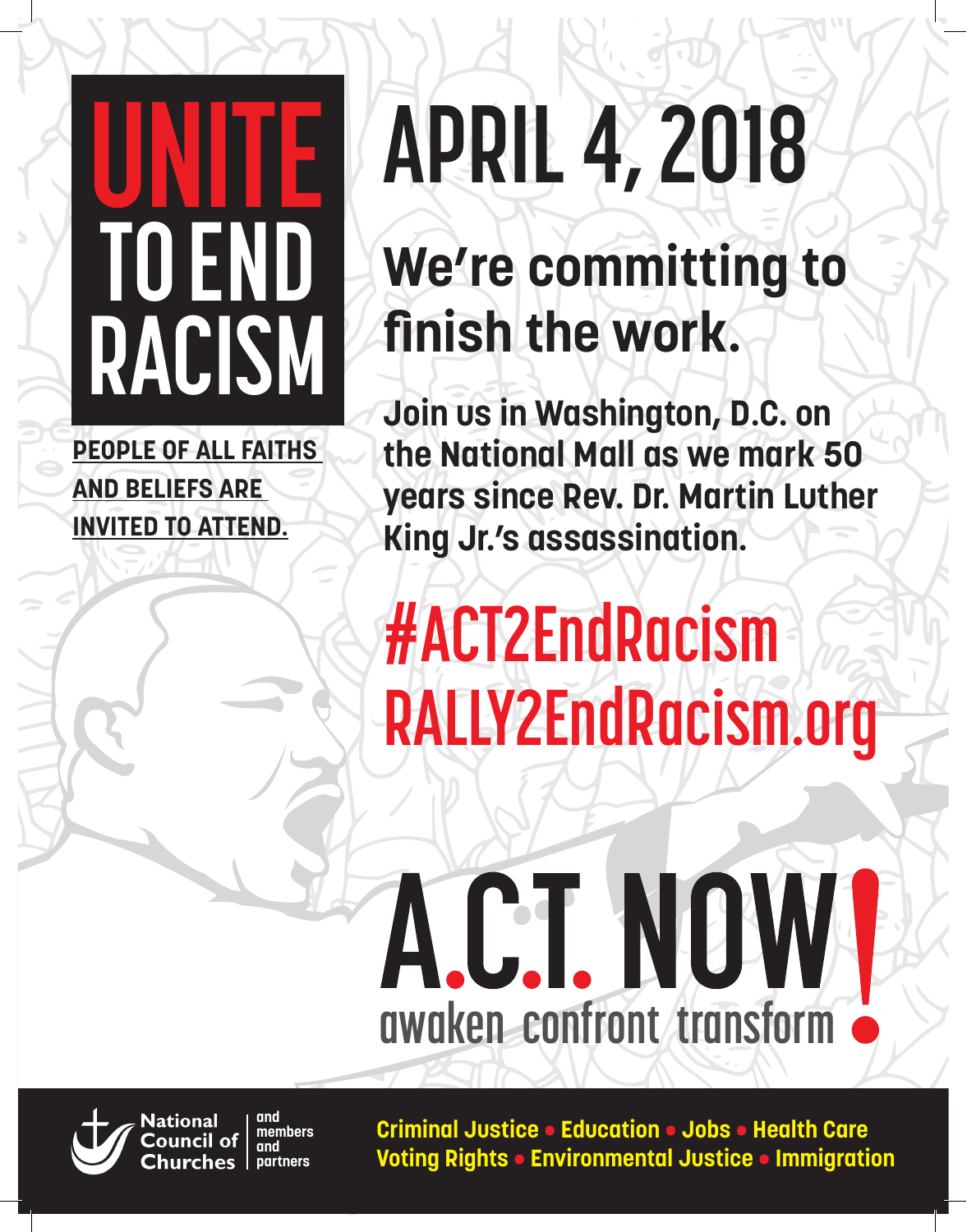# UNITE TO END RACISM

**PEOPLE OF ALL FAITHS AND BELIEFS ARE INVITED TO ATTEND.**

# APRIL 4, 2018

## We're committing to finish the work.

**Join us in Washington, D.C. on the National Mall as we mark 50 years since Rev. Dr. Martin Luther King Jr.'s assassination.**

## #ACT2EndRacism
## RALLY2EndRacism.org

# A.C.T. NOW!

awaken confront transform

National Council of Churches and members and partners

**Criminal Justice • Education • Jobs • Health Care**
**Voting Rights • Environmental Justice • Immigration**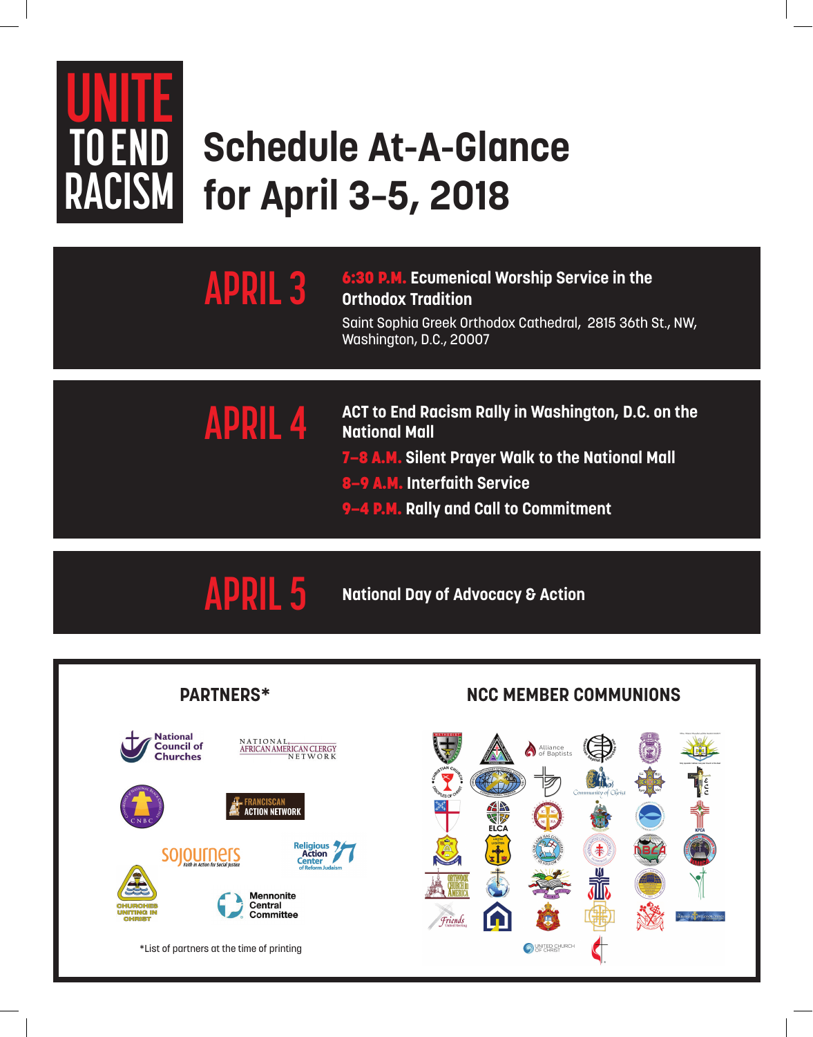# UNITE TO END RACISM

# Schedule At-A-Glance for April 3–5, 2018

## APRIL 3

**6:30 P.M.** **Ecumenical Worship Service in the Orthodox Tradition**

Saint Sophia Greek Orthodox Cathedral, 2815 36th St., NW, Washington, D.C., 20007

## APRIL 4

**ACT to End Racism Rally in Washington, D.C. on the National Mall**

**7–8 A.M.** **Silent Prayer Walk to the National Mall**

**8–9 A.M.** **Interfaith Service**

**9–4 P.M.** **Rally and Call to Commitment**

## APRIL 5

**National Day of Advocacy & Action**

## PARTNERS*

National Council of Churches

National African American Clergy Network

CNBC

Franciscan Action Network

Sojourners — Faith in Action for Social Justice

Religious Action Center of Reform Judaism

Churches Uniting in Christ

Mennonite Central Committee

*List of partners at the time of printing

## NCC MEMBER COMMUNIONS

Alliance of Baptists

Christian Church (Disciples of Christ)

Community of Christ

ELCA

KPCA

NBCA

Orthodox Church in America

Friends United Meeting

United Church of Christ